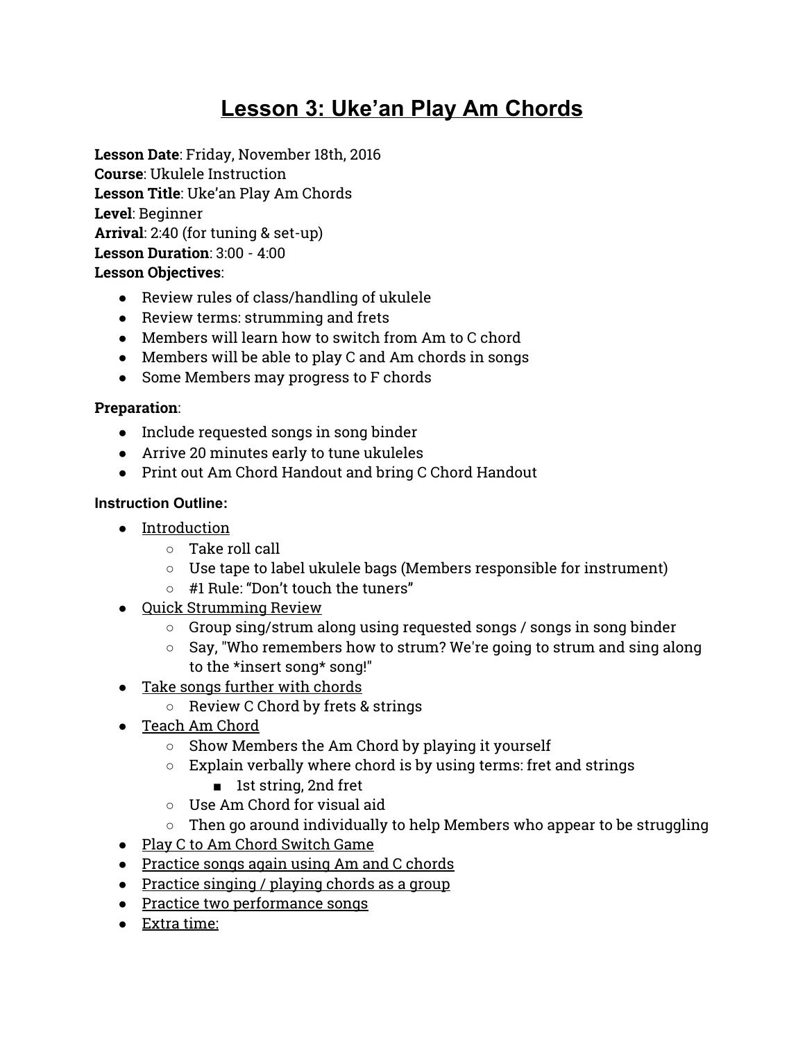# Lesson 3: Uke’an Play Am Chords

**Lesson Date**: Friday, November 18th, 2016
**Course**: Ukulele Instruction
**Lesson Title**: Uke’an Play Am Chords
**Level**: Beginner
**Arrival**: 2:40 (for tuning & set-up)
**Lesson Duration**: 3:00 - 4:00
**Lesson Objectives**:

- Review rules of class/handling of ukulele
- Review terms: strumming and frets
- Members will learn how to switch from Am to C chord
- Members will be able to play C and Am chords in songs
- Some Members may progress to F chords

**Preparation**:

- Include requested songs in song binder
- Arrive 20 minutes early to tune ukuleles
- Print out Am Chord Handout and bring C Chord Handout

**Instruction Outline:**

- Introduction
  - Take roll call
  - Use tape to label ukulele bags (Members responsible for instrument)
  - #1 Rule: “Don’t touch the tuners”
- Quick Strumming Review
  - Group sing/strum along using requested songs / songs in song binder
  - Say, "Who remembers how to strum? We're going to strum and sing along to the *insert song* song!"
- Take songs further with chords
  - Review C Chord by frets & strings
- Teach Am Chord
  - Show Members the Am Chord by playing it yourself
  - Explain verbally where chord is by using terms: fret and strings
    - 1st string, 2nd fret
  - Use Am Chord for visual aid
  - Then go around individually to help Members who appear to be struggling
- Play C to Am Chord Switch Game
- Practice songs again using Am and C chords
- Practice singing / playing chords as a group
- Practice two performance songs
- Extra time: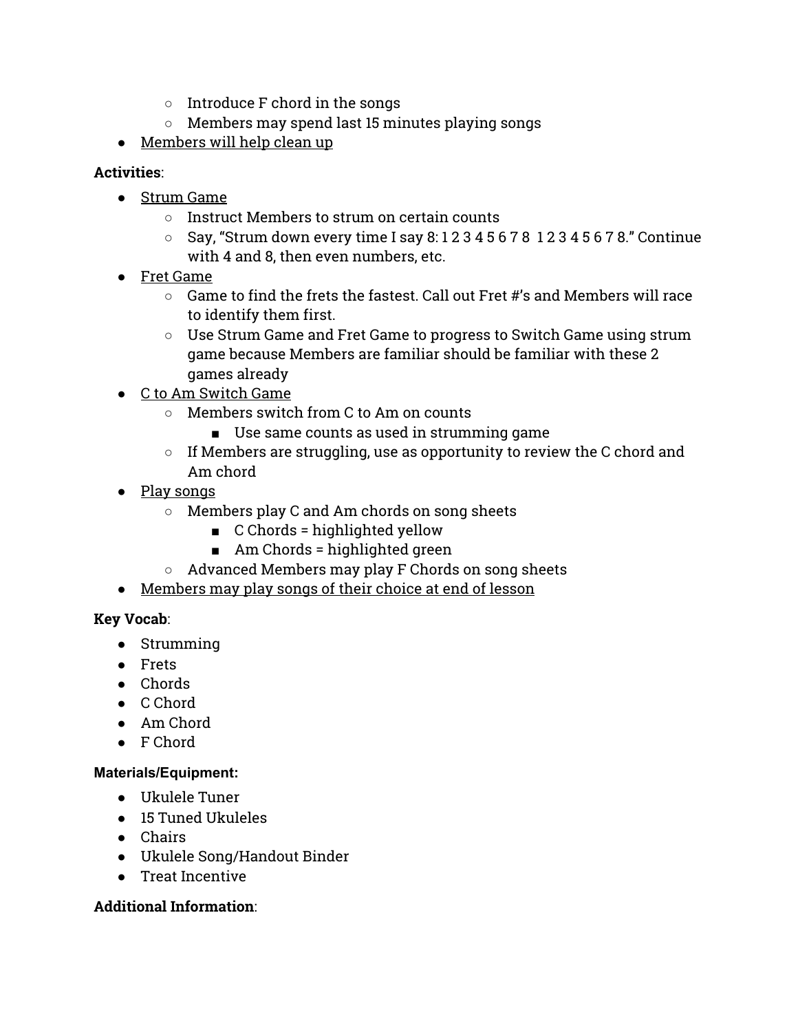- Introduce F chord in the songs
    - Members may spend last 15 minutes playing songs
- Members will help clean up

**Activities**:

- Strum Game
    - Instruct Members to strum on certain counts
    - Say, "Strum down every time I say 8: 1 2 3 4 5 6 7 8  1 2 3 4 5 6 7 8." Continue with 4 and 8, then even numbers, etc.
- Fret Game
    - Game to find the frets the fastest. Call out Fret #'s and Members will race to identify them first.
    - Use Strum Game and Fret Game to progress to Switch Game using strum game because Members are familiar should be familiar with these 2 games already
- C to Am Switch Game
    - Members switch from C to Am on counts
        - Use same counts as used in strumming game
    - If Members are struggling, use as opportunity to review the C chord and Am chord
- Play songs
    - Members play C and Am chords on song sheets
        - C Chords = highlighted yellow
        - Am Chords = highlighted green
    - Advanced Members may play F Chords on song sheets
- Members may play songs of their choice at end of lesson

**Key Vocab**:

- Strumming
- Frets
- Chords
- C Chord
- Am Chord
- F Chord

**Materials/Equipment:**

- Ukulele Tuner
- 15 Tuned Ukuleles
- Chairs
- Ukulele Song/Handout Binder
- Treat Incentive

**Additional Information**: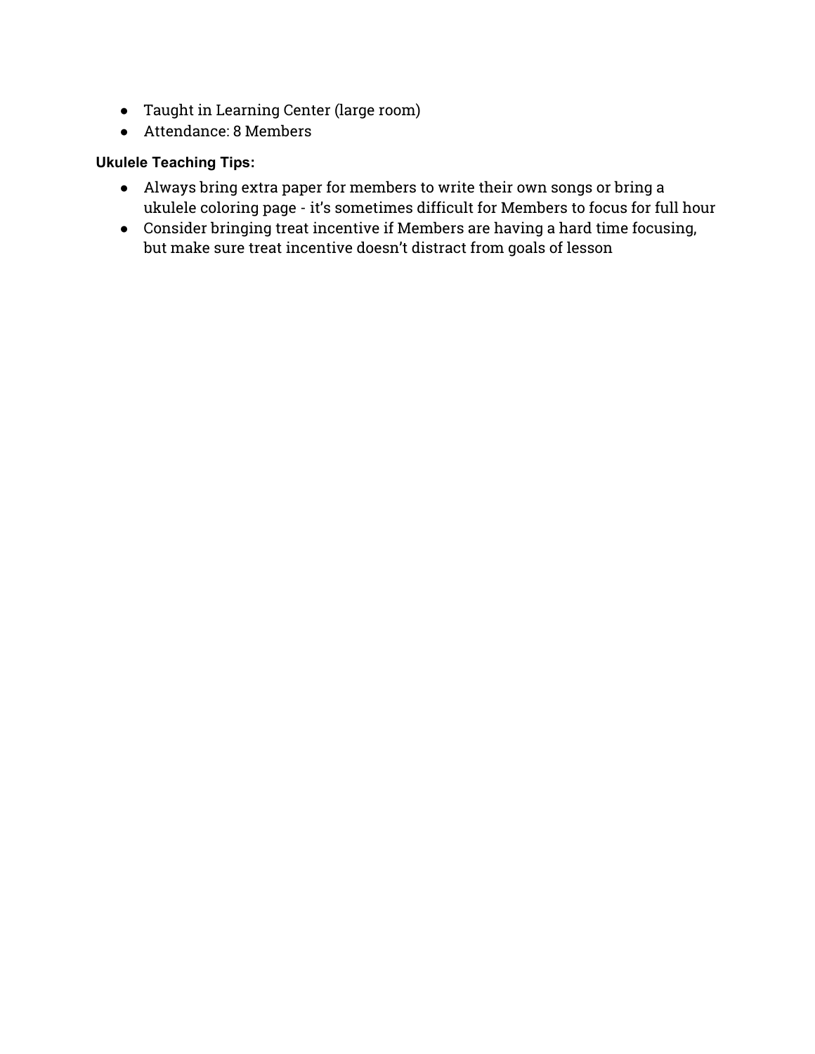- Taught in Learning Center (large room)
- Attendance: 8 Members

**Ukulele Teaching Tips:**

- Always bring extra paper for members to write their own songs or bring a ukulele coloring page - it's sometimes difficult for Members to focus for full hour
- Consider bringing treat incentive if Members are having a hard time focusing, but make sure treat incentive doesn't distract from goals of lesson